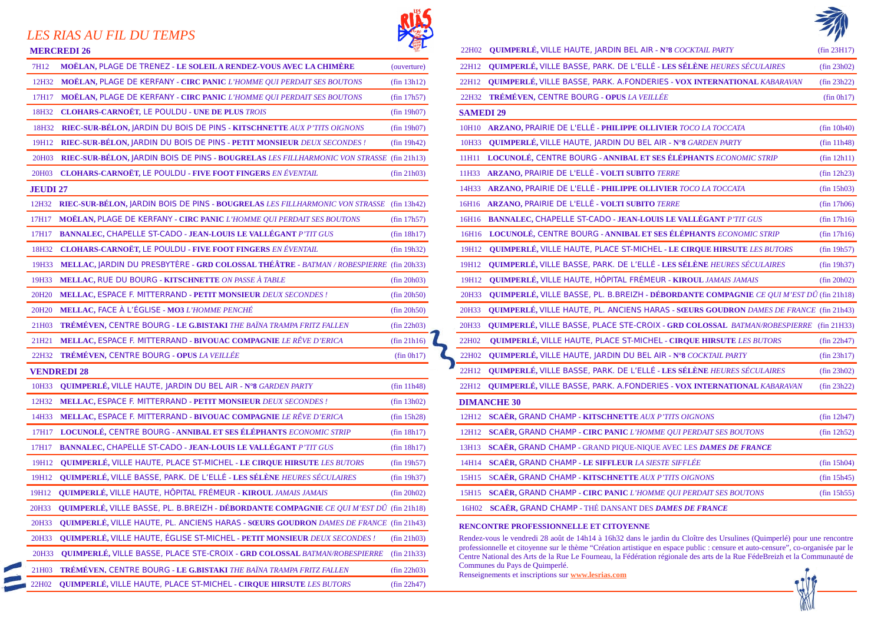# LES RIAS AU FIL DU TEMPS

## MERCREDI 26

| | | |
|---|---|---|
| 7H12 | **MOËLAN,** PLAGE DE TRENEZ - **LE SOLEIL A RENDEZ-VOUS AVEC LA CHIMÈRE** | (ouverture) |
| 12H32 | **MOËLAN,** PLAGE DE KERFANY - **CIRC PANIC** *L'HOMME QUI PERDAIT SES BOUTONS* | (fin 13h12) |
| 17H17 | **MOËLAN,** PLAGE DE KERFANY - **CIRC PANIC** *L'HOMME QUI PERDAIT SES BOUTONS* | (fin 17h57) |
| 18H32 | **CLOHARS-CARNOËT,** LE POULDU - **UNE DE PLUS** *TROIS* | (fin 19h07) |
| 18H32 | **RIEC-SUR-BÉLON,** JARDIN DU BOIS DE PINS - **KITSCHNETTE** *AUX P'TITS OIGNONS* | (fin 19h07) |
| 19H12 | **RIEC-SUR-BÉLON,** JARDIN DU BOIS DE PINS - **PETIT MONSIEUR** *DEUX SECONDES !* | (fin 19h42) |
| 20H03 | **RIEC-SUR-BÉLON,** JARDIN BOIS DE PINS - **BOUGRELAS** *LES FILLHARMONIC VON STRASSE* | (fin 21h13) |
| 20H03 | **CLOHARS-CARNOËT,** LE POULDU - **FIVE FOOT FINGERS** *EN ÉVENTAIL* | (fin 21h03) |

## JEUDI 27

| | | |
|---|---|---|
| 12H32 | **RIEC-SUR-BÉLON,** JARDIN BOIS DE PINS - **BOUGRELAS** *LES FILLHARMONIC VON STRASSE* | (fin 13h42) |
| 17H17 | **MOËLAN,** PLAGE DE KERFANY - **CIRC PANIC** *L'HOMME QUI PERDAIT SES BOUTONS* | (fin 17h57) |
| 17H17 | **BANNALEC,** CHAPELLE ST-CADO - **JEAN-LOUIS LE VALLÉGANT** *P'TIT GUS* | (fin 18h17) |
| 18H32 | **CLOHARS-CARNOËT,** LE POULDU - **FIVE FOOT FINGERS** *EN ÉVENTAIL* | (fin 19h32) |
| 19H33 | **MELLAC,** JARDIN DU PRESBYTÈRE - **GRD COLOSSAL THÉÂTRE** - *BATMAN / ROBESPIERRE* | (fin 20h33) |
| 19H33 | **MELLAC,** RUE DU BOURG - **KITSCHNETTE** *ON PASSE À TABLE* | (fin 20h03) |
| 20H20 | **MELLAC,** ESPACE F. MITTERRAND - **PETIT MONSIEUR** *DEUX SECONDES !* | (fin 20h50) |
| 20H20 | **MELLAC,** FACE À L'ÉGLISE - **MO3** *L'HOMME PENCHÉ* | (fin 20h50) |
| 21H03 | **TRÉMÉVEN,** CENTRE BOURG - **LE G.BISTAKI** *THE BAÏNA TRAMPA FRITZ FALLEN* | (fin 22h03) |
| 21H21 | **MELLAC,** ESPACE F. MITTERRAND - **BIVOUAC COMPAGNIE** *LE RÊVE D'ERICA* | (fin 21h16) |
| 22H32 | **TRÉMÉVEN,** CENTRE BOURG - **OPUS** *LA VEILLÉE* | (fin 0h17) |

## VENDREDI 28

| | | |
|---|---|---|
| 10H33 | **QUIMPERLÉ,** VILLE HAUTE, JARDIN DU BEL AIR - **N°8** *GARDEN PARTY* | (fin 11h48) |
| 12H32 | **MELLAC,** ESPACE F. MITTERRAND - **PETIT MONSIEUR** *DEUX SECONDES !* | (fin 13h02) |
| 14H33 | **MELLAC,** ESPACE F. MITTERRAND - **BIVOUAC COMPAGNIE** *LE RÊVE D'ERICA* | (fin 15h28) |
| 17H17 | **LOCUNOLÉ,** CENTRE BOURG - **ANNIBAL ET SES ÉLÉPHANTS** *ECONOMIC STRIP* | (fin 18h17) |
| 17H17 | **BANNALEC,** CHAPELLE ST-CADO - **JEAN-LOUIS LE VALLÉGANT** *P'TIT GUS* | (fin 18h17) |
| 19H12 | **QUIMPERLÉ,** VILLE HAUTE, PLACE ST-MICHEL - **LE CIRQUE HIRSUTE** *LES BUTORS* | (fin 19h57) |
| 19H12 | **QUIMPERLÉ,** VILLE BASSE, PARK. DE L'ELLÉ - **LES SÉLÈNE** *HEURES SÉCULAIRES* | (fin 19h37) |
| 19H12 | **QUIMPERLÉ,** VILLE HAUTE, HÔPITAL FRÉMEUR - **KIROUL** *JAMAIS JAMAIS* | (fin 20h02) |
| 20H33 | **QUIMPERLÉ,** VILLE BASSE, PL. B.BREIZH - **DÉBORDANTE COMPAGNIE** *CE QUI M'EST DÛ* | (fin 21h18) |
| 20H33 | **QUIMPERLÉ,** VILLE HAUTE, PL. ANCIENS HARAS - **SŒURS GOUDRON** *DAMES DE FRANCE* | (fin 21h43) |
| 20H33 | **QUIMPERLÉ,** VILLE HAUTE, ÉGLISE ST-MICHEL - **PETIT MONSIEUR** *DEUX SECONDES !* | (fin 21h03) |
| 20H33 | **QUIMPERLÉ,** VILLE BASSE, PLACE STE-CROIX - **GRD COLOSSAL** *BATMAN/ROBESPIERRE* | (fin 21h33) |
| 21H03 | **TRÉMÉVEN,** CENTRE BOURG - **LE G.BISTAKI** *THE BAÏNA TRAMPA FRITZ FALLEN* | (fin 22h03) |
| 22H02 | **QUIMPERLÉ,** VILLE HAUTE, PLACE ST-MICHEL - **CIRQUE HIRSUTE** *LES BUTORS* | (fin 22h47) |
| 22H02 | **QUIMPERLÉ,** VILLE HAUTE, JARDIN BEL AIR - **N°8** *COCKTAIL PARTY* | (fin 23H17) |
| 22H12 | **QUIMPERLÉ,** VILLE BASSE, PARK. DE L'ELLÉ - **LES SÉLÈNE** *HEURES SÉCULAIRES* | (fin 23h02) |
| 22H12 | **QUIMPERLÉ,** VILLE BASSE, PARK. A.FONDERIES - **VOX INTERNATIONAL** *KABARAVAN* | (fin 23h22) |
| 22H32 | **TRÉMÉVEN,** CENTRE BOURG - **OPUS** *LA VEILLÉE* | (fin 0h17) |

## SAMEDI 29

| | | |
|---|---|---|
| 10H10 | **ARZANO,** PRAIRIE DE L'ELLÉ - **PHILIPPE OLLIVIER** *TOCO LA TOCCATA* | (fin 10h40) |
| 10H33 | **QUIMPERLÉ,** VILLE HAUTE, JARDIN DU BEL AIR - **N°8** *GARDEN PARTY* | (fin 11h48) |
| 11H11 | **LOCUNOLÉ,** CENTRE BOURG - **ANNIBAL ET SES ÉLÉPHANTS** *ECONOMIC STRIP* | (fin 12h11) |
| 11H33 | **ARZANO,** PRAIRIE DE L'ELLÉ - **VOLTI SUBITO** *TERRE* | (fin 12h23) |
| 14H33 | **ARZANO,** PRAIRIE DE L'ELLÉ - **PHILIPPE OLLIVIER** *TOCO LA TOCCATA* | (fin 15h03) |
| 16H16 | **ARZANO,** PRAIRIE DE L'ELLÉ - **VOLTI SUBITO** *TERRE* | (fin 17h06) |
| 16H16 | **BANNALEC,** CHAPELLE ST-CADO - **JEAN-LOUIS LE VALLÉGANT** *P'TIT GUS* | (fin 17h16) |
| 16H16 | **LOCUNOLÉ,** CENTRE BOURG - **ANNIBAL ET SES ÉLÉPHANTS** *ECONOMIC STRIP* | (fin 17h16) |
| 19H12 | **QUIMPERLÉ,** VILLE HAUTE, PLACE ST-MICHEL - **LE CIRQUE HIRSUTE** *LES BUTORS* | (fin 19h57) |
| 19H12 | **QUIMPERLÉ,** VILLE BASSE, PARK. DE L'ELLÉ - **LES SÉLÈNE** *HEURES SÉCULAIRES* | (fin 19h37) |
| 19H12 | **QUIMPERLÉ,** VILLE HAUTE, HÔPITAL FRÉMEUR - **KIROUL** *JAMAIS JAMAIS* | (fin 20h02) |
| 20H33 | **QUIMPERLÉ,** VILLE BASSE, PL. B.BREIZH - **DÉBORDANTE COMPAGNIE** *CE QUI M'EST DÛ* | (fin 21h18) |
| 20H33 | **QUIMPERLÉ,** VILLE HAUTE, PL. ANCIENS HARAS - **SŒURS GOUDRON** *DAMES DE FRANCE* | (fin 21h43) |
| 20H33 | **QUIMPERLÉ,** VILLE BASSE, PLACE STE-CROIX - **GRD COLOSSAL** *BATMAN/ROBESPIERRE* | (fin 21H33) |
| 22H02 | **QUIMPERLÉ,** VILLE HAUTE, PLACE ST-MICHEL - **CIRQUE HIRSUTE** *LES BUTORS* | (fin 22h47) |
| 22H02 | **QUIMPERLÉ,** VILLE HAUTE, JARDIN DU BEL AIR - **N°8** *COCKTAIL PARTY* | (fin 23h17) |
| 22H12 | **QUIMPERLÉ,** VILLE BASSE, PARK. DE L'ELLÉ - **LES SÉLÈNE** *HEURES SÉCULAIRES* | (fin 23h02) |
| 22H12 | **QUIMPERLÉ,** VILLE BASSE, PARK. A.FONDERIES - **VOX INTERNATIONAL** *KABARAVAN* | (fin 23h22) |

## DIMANCHE 30

| | | |
|---|---|---|
| 12H12 | **SCAËR,** GRAND CHAMP - **KITSCHNETTE** *AUX P'TITS OIGNONS* | (fin 12h47) |
| 12H12 | **SCAËR,** GRAND CHAMP - **CIRC PANIC** *L'HOMME QUI PERDAIT SES BOUTONS* | (fin 12h52) |
| 13H13 | **SCAËR,** GRAND CHAMP - GRAND PIQUE-NIQUE AVEC LES ***DAMES DE FRANCE*** | |
| 14H14 | **SCAËR,** GRAND CHAMP - **LE SIFFLEUR** *LA SIESTE SIFFLÉE* | (fin 15h04) |
| 15H15 | **SCAËR,** GRAND CHAMP - **KITSCHNETTE** *AUX P'TITS OIGNONS* | (fin 15h45) |
| 15H15 | **SCAËR,** GRAND CHAMP - **CIRC PANIC** *L'HOMME QUI PERDAIT SES BOUTONS* | (fin 15h55) |
| 16H02 | **SCAËR,** GRAND CHAMP - THÉ DANSANT DES ***DAMES DE FRANCE*** | |

## RENCONTRE PROFESSIONNELLE ET CITOYENNE

Rendez-vous le vendredi 28 août de 14h14 à 16h32 dans le jardin du Cloître des Ursulines (Quimperlé) pour une rencontre professionnelle et citoyenne sur le thème "Création artistique en espace public : censure et auto-censure", co-organisée par le Centre National des Arts de la Rue Le Fourneau, la Fédération régionale des arts de la Rue FédeBreizh et la Communauté de Communes du Pays de Quimperlé.

Renseignements et inscriptions sur **www.lesrias.com**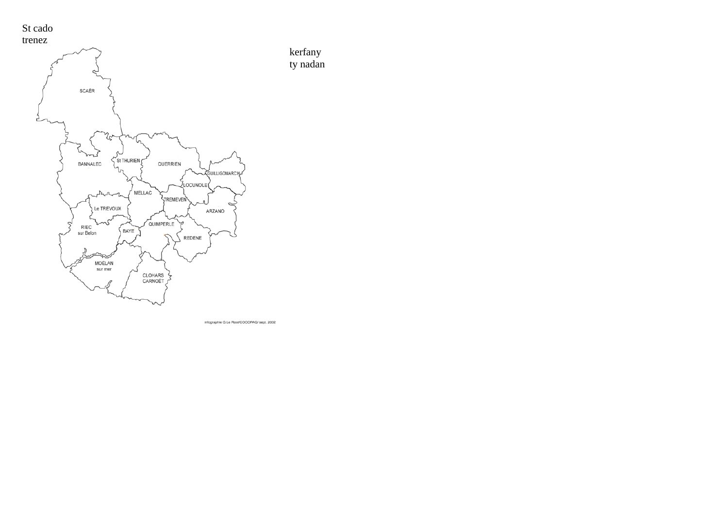St cado
trenez

kerfany
ty nadan

SCAËR

BANNALEC

St THURIEN

QUERRIEN

GUILLIGOMARCH

LOCUNOLE

MELLAC

TREMEVEN

Le TREVOUX

ARZANO

QUIMPERLE

RIEC
sur Belon

BAYE

REDENE

MOËLAN
sur mer

CLOHARS
CARNOËT

infographie G.Le Rest/COCOPAQ/ sept. 2002